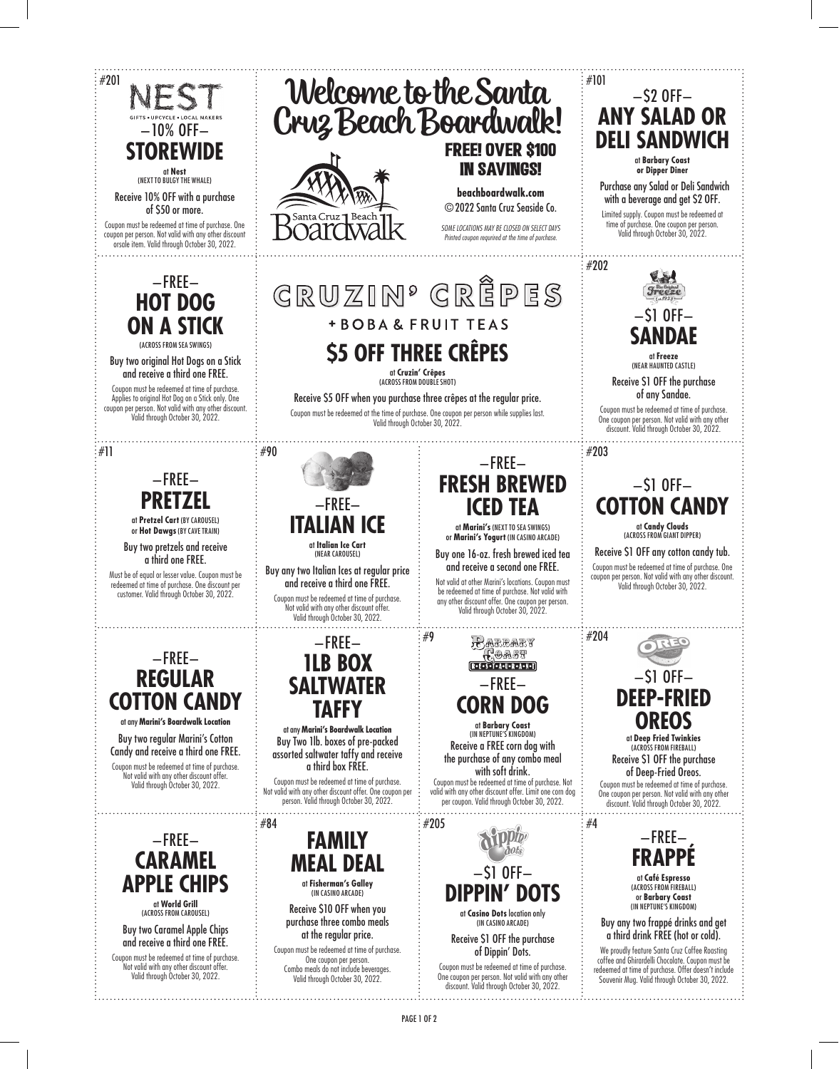# Welcome to the Santa Cruz Beach Boardwalk!

**FREE! OVER $100 IN SAVINGS!**

**beachboardwalk.com**
© 2022 Santa Cruz Seaside Co.

*SOME LOCATIONS MAY BE CLOSED ON SELECT DAYS*
*Printed coupon requried at the time of purchase.*

---

#201

NEST
GIFTS • UPCYCLE • LOCAL MAKERS

–10% OFF–
## STOREWIDE

at **Nest**
(NEXT TO BULGY THE WHALE)

Receive 10% OFF with a purchase of $50 or more.

Coupon must be redeemed at time of purchase. One coupon per person. Not valid with any other discount orsale item. Valid through October 30, 2022.

---

#101

–$2 OFF–
## ANY SALAD OR DELI SANDWICH

at **Barbary Coast or Dipper Diner**

Purchase any Salad or Deli Sandwich with a beverage and get $2 OFF.

Limited supply. Coupon must be redeemed at time of purchase. One coupon per person. Valid through October 30, 2022.

---

–FREE–
## HOT DOG ON A STICK

(ACROSS FROM SEA SWINGS)

Buy two original Hot Dogs on a Stick and receive a third one FREE.

Coupon must be redeemed at time of purchase. Applies to original Hot Dog on a Stick only. One coupon per person. Not valid with any other discount. Valid through October 30, 2022.

---

CRUZIN' CRÊPES
+ BOBA & FRUIT TEAS

## $5 OFF THREE CRÊPES

at **Cruzin' Crêpes**
(ACROSS FROM DOUBLE SHOT)

Receive $5 OFF when you purchase three crêpes at the regular price.

Coupon must be redeemed at the time of purchase. One coupon per person while supplies last. Valid through October 30, 2022.

---

#202

–$1 OFF–
## SANDAE

at **Freeze**
(NEAR HAUNTED CASTLE)

Receive $1 OFF the purchase of any Sandae.

Coupon must be redeemed at time of purchase. One coupon per person. Not valid with any other discount. Valid through October 30, 2022.

---

#11

–FREE–
## PRETZEL

at **Pretzel Cart** (BY CAROUSEL) or **Hot Dawgs** (BY CAVE TRAIN)

Buy two pretzels and receive a third one FREE.

Must be of equal or lesser value. Coupon must be redeemed at time of purchase. One discount per customer. Valid through October 30, 2022.

---

#90

–FREE–
## ITALIAN ICE

at **Italian Ice Cart**
(NEAR CAROUSEL)

Buy any two Italian Ices at regular price and receive a third one FREE.

Coupon must be redeemed at time of purchase. Not valid with any other discount offer. Valid through October 30, 2022.

---

–FREE–
## FRESH BREWED ICED TEA

at **Marini's** (NEXT TO SEA SWINGS) or **Marini's Yogurt** (IN CASINO ARCADE)

Buy one 16-oz. fresh brewed iced tea and receive a second one FREE.

Not valid at other Marini's locations. Coupon must be redeemed at time of purchase. Not valid with any other discount offer. One coupon per person. Valid through October 30, 2022.

---

#203

–$1 OFF–
## COTTON CANDY

at **Candy Clouds**
(ACROSS FROM GIANT DIPPER)

Receive $1 OFF any cotton candy tub.

Coupon must be redeemed at time of purchase. One coupon per person. Not valid with any other discount. Valid through October 30, 2022.

---

–FREE–
## REGULAR COTTON CANDY

at any **Marini's Boardwalk Location**

Buy two regular Marini's Cotton Candy and receive a third one FREE.

Coupon must be redeemed at time of purchase. Not valid with any other discount offer. Valid through October 30, 2022.

---

–FREE–
## 1LB BOX SALTWATER TAFFY

at any **Marini's Boardwalk Location**

Buy Two 1lb. boxes of pre-packed assorted saltwater taffy and receive a third box FREE.

Coupon must be redeemed at time of purchase. Not valid with any other discount offer. One coupon per person. Valid through October 30, 2022.

---

#9

BARBARY COAST

–FREE–
## CORN DOG

at **Barbary Coast**
(IN NEPTUNE'S KINGDOM)

Receive a FREE corn dog with the purchase of any combo meal with soft drink.

Coupon must be redeemed at time of purchase. Not valid with any other discount offer. Limit one corn dog per coupon. Valid through October 30, 2022.

---

#204

–$1 OFF–
## DEEP-FRIED OREOS

at **Deep Fried Twinkies**
(ACROSS FROM FIREBALL)

Receive $1 OFF the purchase of Deep-Fried Oreos.

Coupon must be redeemed at time of purchase. One coupon per person. Not valid with any other discount. Valid through October 30, 2022.

---

–FREE–
## CARAMEL APPLE CHIPS

at **World Grill**
(ACROSS FROM CAROUSEL)

Buy two Caramel Apple Chips and receive a third one FREE.

Coupon must be redeemed at time of purchase. Not valid with any other discount offer. Valid through October 30, 2022.

---

#84

## FAMILY MEAL DEAL

at **Fisherman's Galley**
(IN CASINO ARCADE)

Receive $10 OFF when you purchase three combo meals at the regular price.

Coupon must be redeemed at time of purchase. One coupon per person. Combo meals do not include beverages. Valid through October 30, 2022.

---

#205

–$1 OFF–
## DIPPIN' DOTS

at **Casino Dots** location only
(IN CASINO ARCADE)

Receive $1 OFF the purchase of Dippin' Dots.

Coupon must be redeemed at time of purchase. One coupon per person. Not valid with any other discount. Valid through October 30, 2022.

---

#4

–FREE–
## FRAPPÉ

at **Café Espresso**
(ACROSS FROM FIREBALL)
or **Barbary Coast**
(IN NEPTUNE'S KINGDOM)

Buy any two frappé drinks and get a third drink FREE (hot or cold).

We proudly feature Santa Cruz Coffee Roasting coffee and Ghirardelli Chocolate. Coupon must be redeemed at time of purchase. Offer doesn't include Souvenir Mug. Valid through October 30, 2022.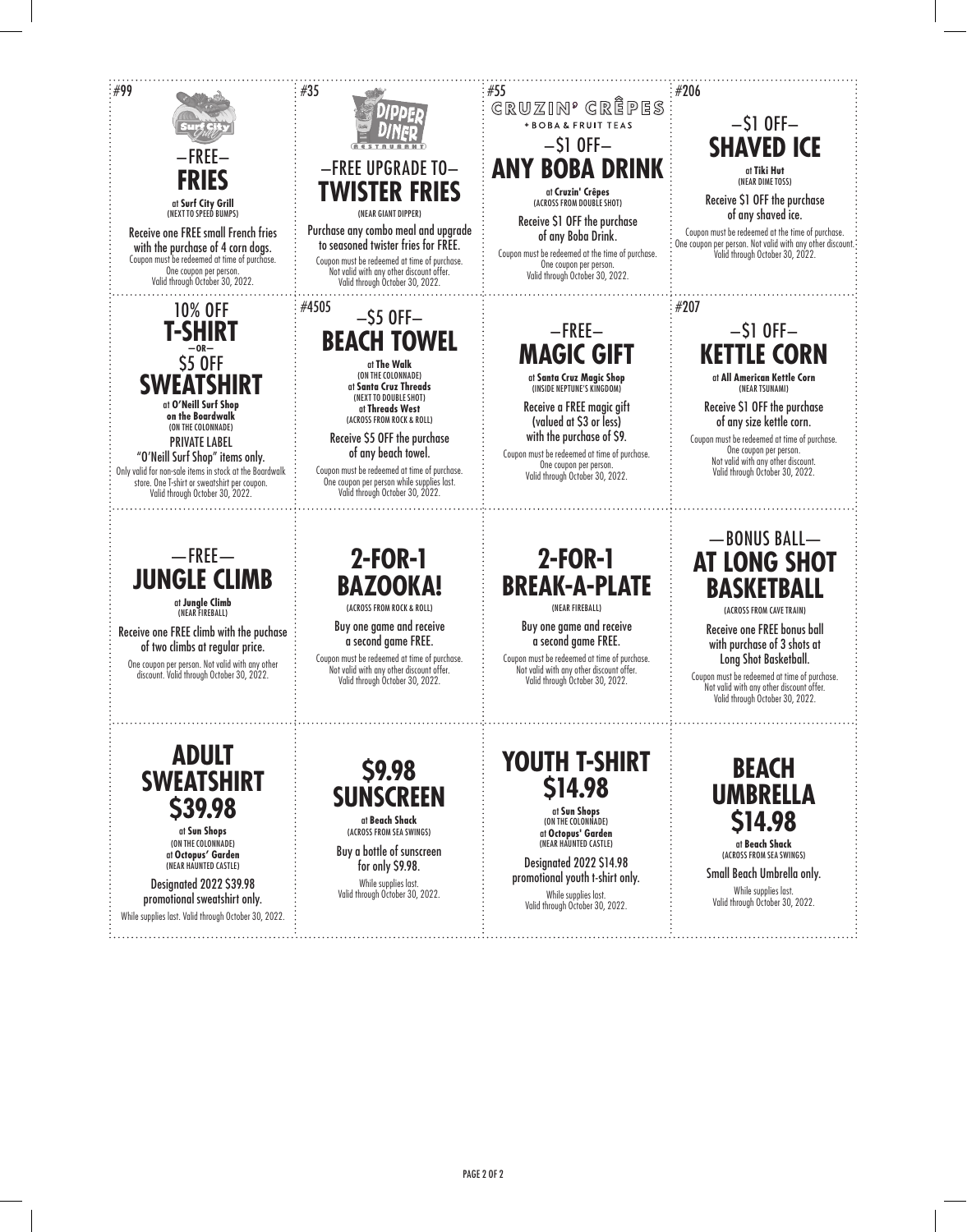#99

–FREE–

## FRIES

at **Surf City Grill**
(NEXT TO SPEED BUMPS)

Receive one FREE small French fries with the purchase of 4 corn dogs.
Coupon must be redeemed at time of purchase. One coupon per person. Valid through October 30, 2022.

#35

–FREE UPGRADE TO–

## TWISTER FRIES

(NEAR GIANT DIPPER)

Purchase any combo meal and upgrade to seasoned twister fries for FREE.
Coupon must be redeemed at time of purchase. Not valid with any other discount offer. Valid through October 30, 2022.

#55

CRUZIN' CRÊPES
+BOBA & FRUIT TEAS

–$1 OFF–

## ANY BOBA DRINK

at **Cruzin' Crêpes**
(ACROSS FROM DOUBLE SHOT)

Receive $1 OFF the purchase of any Boba Drink.
Coupon must be redeemed at the time of purchase. One coupon per person. Valid through October 30, 2022.

#206

–$1 OFF–

## SHAVED ICE

at **Tiki Hut**
(NEAR DIME TOSS)

Receive $1 OFF the purchase of any shaved ice.
Coupon must be redeemed at the time of purchase. One coupon per person. Not valid with any other discount. Valid through October 30, 2022.

10% OFF

## T-SHIRT

–OR–

$5 OFF

## SWEATSHIRT

at **O'Neill Surf Shop on the Boardwalk**
(ON THE COLONNADE)

PRIVATE LABEL "O'Neill Surf Shop" items only.
Only valid for non-sale items in stock at the Boardwalk store. One T-shirt or sweatshirt per coupon. Valid through October 30, 2022.

#4505

–$5 OFF–

## BEACH TOWEL

at **The Walk**
(ON THE COLONNADE)
at **Santa Cruz Threads**
(NEXT TO DOUBLE SHOT)
at **Threads West**
(ACROSS FROM ROCK & ROLL)

Receive $5 OFF the purchase of any beach towel.
Coupon must be redeemed at time of purchase. One coupon per person while supplies last. Valid through October 30, 2022.

–FREE–

## MAGIC GIFT

at **Santa Cruz Magic Shop**
(INSIDE NEPTUNE'S KINGDOM)

Receive a FREE magic gift (valued at $3 or less) with the purchase of $9.
Coupon must be redeemed at time of purchase. One coupon per person. Valid through October 30, 2022.

#207

–$1 OFF–

## KETTLE CORN

at **All American Kettle Corn**
(NEAR TSUNAMI)

Receive $1 OFF the purchase of any size kettle corn.
Coupon must be redeemed at time of purchase. One coupon per person. Not valid with any other discount. Valid through October 30, 2022.

—FREE—

## JUNGLE CLIMB

at **Jungle Climb**
(NEAR FIREBALL)

Receive one FREE climb with the puchase of two climbs at regular price.
One coupon per person. Not valid with any other discount. Valid through October 30, 2022.

## 2-FOR-1 BAZOOKA!

(ACROSS FROM ROCK & ROLL)

Buy one game and receive a second game FREE.
Coupon must be redeemed at time of purchase. Not valid with any other discount offer. Valid through October 30, 2022.

## 2-FOR-1 BREAK-A-PLATE

(NEAR FIREBALL)

Buy one game and receive a second game FREE.
Coupon must be redeemed at time of purchase. Not valid with any other discount offer. Valid through October 30, 2022.

—BONUS BALL—

## AT LONG SHOT BASKETBALL

(ACROSS FROM CAVE TRAIN)

Receive one FREE bonus ball with purchase of 3 shots at Long Shot Basketball.
Coupon must be redeemed at time of purchase. Not valid with any other discount offer. Valid through October 30, 2022.

## ADULT SWEATSHIRT $39.98

at **Sun Shops**
(ON THE COLONNADE)
at **Octopus' Garden**
(NEAR HAUNTED CASTLE)

Designated 2022 $39.98 promotional sweatshirt only.
While supplies last. Valid through October 30, 2022.

## $9.98 SUNSCREEN

at **Beach Shack**
(ACROSS FROM SEA SWINGS)

Buy a bottle of sunscreen for only $9.98.
While supplies last. Valid through October 30, 2022.

## YOUTH T-SHIRT $14.98

at **Sun Shops**
(ON THE COLONNADE)
at **Octopus' Garden**
(NEAR HAUNTED CASTLE)

Designated 2022 $14.98 promotional youth t-shirt only.
While supplies last. Valid through October 30, 2022.

## BEACH UMBRELLA $14.98

at **Beach Shack**
(ACROSS FROM SEA SWINGS)

Small Beach Umbrella only.
While supplies last. Valid through October 30, 2022.